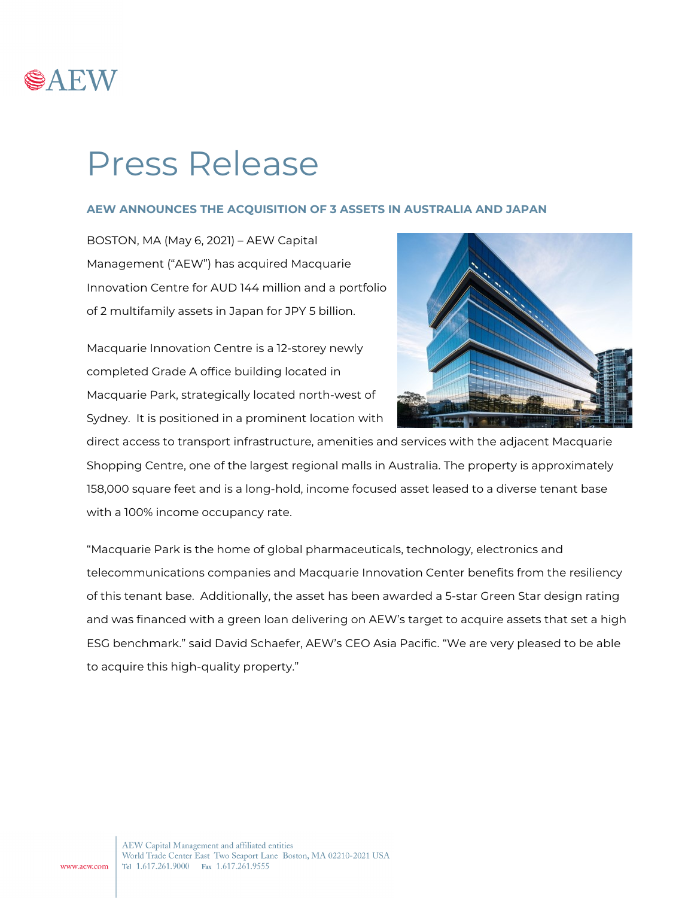# Press Release

## AEW ANNOUNCES THE ACQUISITION OF 3 ASSETS IN AUSTRALIA AND JAPAN

BOSTON, MA (May 6, 2021) – AEW Capital Management ("AEW") has acquired Macquarie Innovation Centre for AUD 144 million and a portfolio of 2 multifamily assets in Japan for JPY 5 billion.

Macquarie Innovation Centre is a 12-storey newly completed Grade A office building located in Macquarie Park, strategically located north-west of Sydney. It is positioned in a prominent location with direct access to transport infrastructure, amenities and services with the adjacent Macquarie Shopping Centre, one of the largest regional malls in Australia. The property is approximately 158,000 square feet and is a long-hold, income focused asset leased to a diverse tenant base with a 100% income occupancy rate.

"Macquarie Park is the home of global pharmaceuticals, technology, electronics and telecommunications companies and Macquarie Innovation Center benefits from the resiliency of this tenant base. Additionally, the asset has been awarded a 5-star Green Star design rating and was financed with a green loan delivering on AEW's target to acquire assets that set a high ESG benchmark." said David Schaefer, AEW's CEO Asia Pacific. "We are very pleased to be able to acquire this high-quality property."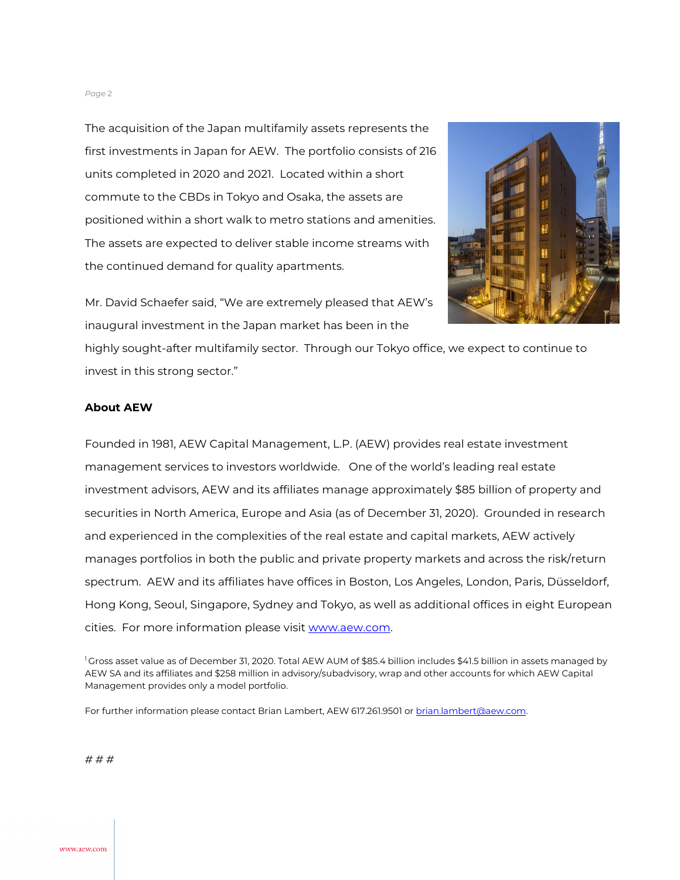The acquisition of the Japan multifamily assets represents the first investments in Japan for AEW. The portfolio consists of 216 units completed in 2020 and 2021. Located within a short commute to the CBDs in Tokyo and Osaka, the assets are positioned within a short walk to metro stations and amenities. The assets are expected to deliver stable income streams with the continued demand for quality apartments.

Mr. David Schaefer said, "We are extremely pleased that AEW's inaugural investment in the Japan market has been in the highly sought-after multifamily sector. Through our Tokyo office, we expect to continue to invest in this strong sector."

**About AEW**

Founded in 1981, AEW Capital Management, L.P. (AEW) provides real estate investment management services to investors worldwide. One of the world's leading real estate investment advisors, AEW and its affiliates manage approximately $85 billion of property and securities in North America, Europe and Asia (as of December 31, 2020). Grounded in research and experienced in the complexities of the real estate and capital markets, AEW actively manages portfolios in both the public and private property markets and across the risk/return spectrum. AEW and its affiliates have offices in Boston, Los Angeles, London, Paris, Düsseldorf, Hong Kong, Seoul, Singapore, Sydney and Tokyo, as well as additional offices in eight European cities. For more information please visit www.aew.com.

[1] Gross asset value as of December 31, 2020. Total AEW AUM of $85.4 billion includes $41.5 billion in assets managed by AEW SA and its affiliates and $258 million in advisory/subadvisory, wrap and other accounts for which AEW Capital Management provides only a model portfolio.

For further information please contact Brian Lambert, AEW 617.261.9501 or brian.lambert@aew.com.

# # #